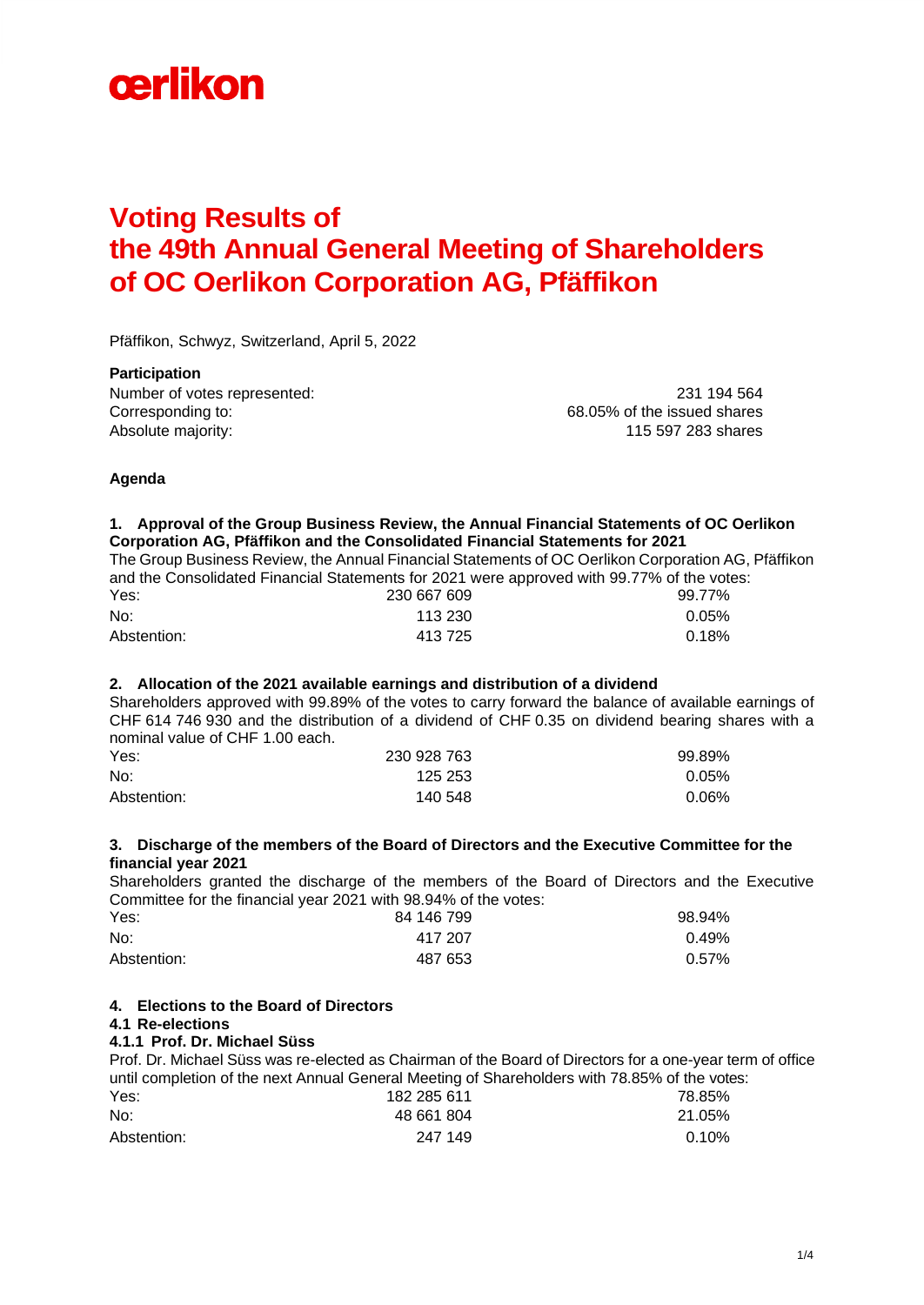oerlikon

# Voting Results of the 49th Annual General Meeting of Shareholders of OC Oerlikon Corporation AG, Pfäffikon

Pfäffikon, Schwyz, Switzerland, April 5, 2022

**Participation**

| | |
|---|---|
| Number of votes represented: | 231 194 564 |
| Corresponding to: | 68.05% of the issued shares |
| Absolute majority: | 115 597 283 shares |

**Agenda**

**1. Approval of the Group Business Review, the Annual Financial Statements of OC Oerlikon Corporation AG, Pfäffikon and the Consolidated Financial Statements for 2021**

The Group Business Review, the Annual Financial Statements of OC Oerlikon Corporation AG, Pfäffikon and the Consolidated Financial Statements for 2021 were approved with 99.77% of the votes:

| | | |
|---|---|---|
| Yes: | 230 667 609 | 99.77% |
| No: | 113 230 | 0.05% |
| Abstention: | 413 725 | 0.18% |

**2. Allocation of the 2021 available earnings and distribution of a dividend**

Shareholders approved with 99.89% of the votes to carry forward the balance of available earnings of CHF 614 746 930 and the distribution of a dividend of CHF 0.35 on dividend bearing shares with a nominal value of CHF 1.00 each.

| | | |
|---|---|---|
| Yes: | 230 928 763 | 99.89% |
| No: | 125 253 | 0.05% |
| Abstention: | 140 548 | 0.06% |

**3. Discharge of the members of the Board of Directors and the Executive Committee for the financial year 2021**

Shareholders granted the discharge of the members of the Board of Directors and the Executive Committee for the financial year 2021 with 98.94% of the votes:

| | | |
|---|---|---|
| Yes: | 84 146 799 | 98.94% |
| No: | 417 207 | 0.49% |
| Abstention: | 487 653 | 0.57% |

**4. Elections to the Board of Directors**

**4.1 Re-elections**

**4.1.1 Prof. Dr. Michael Süss**

Prof. Dr. Michael Süss was re-elected as Chairman of the Board of Directors for a one-year term of office until completion of the next Annual General Meeting of Shareholders with 78.85% of the votes:

| | | |
|---|---|---|
| Yes: | 182 285 611 | 78.85% |
| No: | 48 661 804 | 21.05% |
| Abstention: | 247 149 | 0.10% |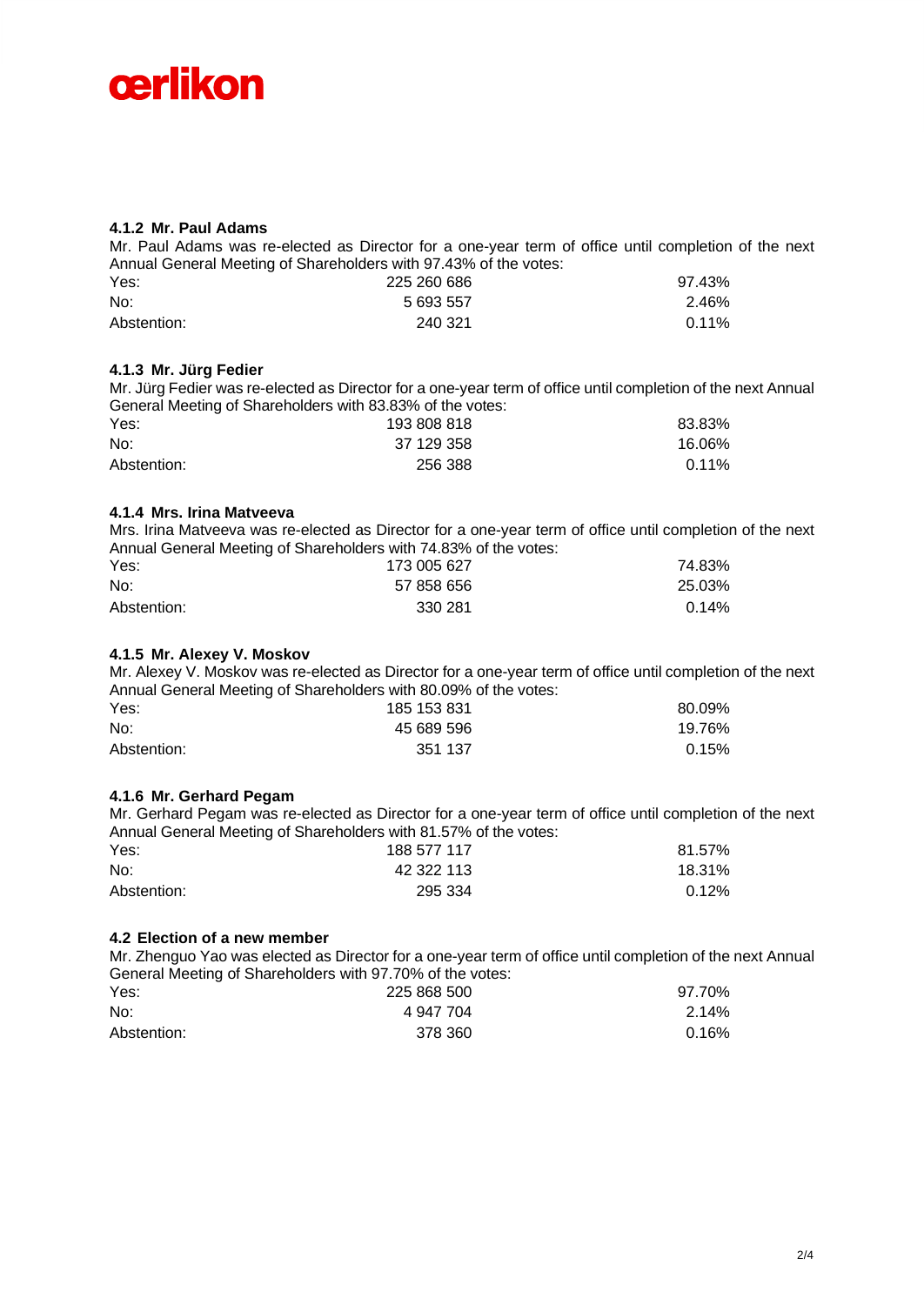#### 4.1.2 Mr. Paul Adams

Mr. Paul Adams was re-elected as Director for a one-year term of office until completion of the next Annual General Meeting of Shareholders with 97.43% of the votes:

| | | |
|---|---|---|
| Yes: | 225 260 686 | 97.43% |
| No: | 5 693 557 | 2.46% |
| Abstention: | 240 321 | 0.11% |

#### 4.1.3 Mr. Jürg Fedier

Mr. Jürg Fedier was re-elected as Director for a one-year term of office until completion of the next Annual General Meeting of Shareholders with 83.83% of the votes:

| | | |
|---|---|---|
| Yes: | 193 808 818 | 83.83% |
| No: | 37 129 358 | 16.06% |
| Abstention: | 256 388 | 0.11% |

#### 4.1.4 Mrs. Irina Matveeva

Mrs. Irina Matveeva was re-elected as Director for a one-year term of office until completion of the next Annual General Meeting of Shareholders with 74.83% of the votes:

| | | |
|---|---|---|
| Yes: | 173 005 627 | 74.83% |
| No: | 57 858 656 | 25.03% |
| Abstention: | 330 281 | 0.14% |

#### 4.1.5 Mr. Alexey V. Moskov

Mr. Alexey V. Moskov was re-elected as Director for a one-year term of office until completion of the next Annual General Meeting of Shareholders with 80.09% of the votes:

| | | |
|---|---|---|
| Yes: | 185 153 831 | 80.09% |
| No: | 45 689 596 | 19.76% |
| Abstention: | 351 137 | 0.15% |

#### 4.1.6 Mr. Gerhard Pegam

Mr. Gerhard Pegam was re-elected as Director for a one-year term of office until completion of the next Annual General Meeting of Shareholders with 81.57% of the votes:

| | | |
|---|---|---|
| Yes: | 188 577 117 | 81.57% |
| No: | 42 322 113 | 18.31% |
| Abstention: | 295 334 | 0.12% |

### 4.2 Election of a new member

Mr. Zhenguo Yao was elected as Director for a one-year term of office until completion of the next Annual General Meeting of Shareholders with 97.70% of the votes:

| | | |
|---|---|---|
| Yes: | 225 868 500 | 97.70% |
| No: | 4 947 704 | 2.14% |
| Abstention: | 378 360 | 0.16% |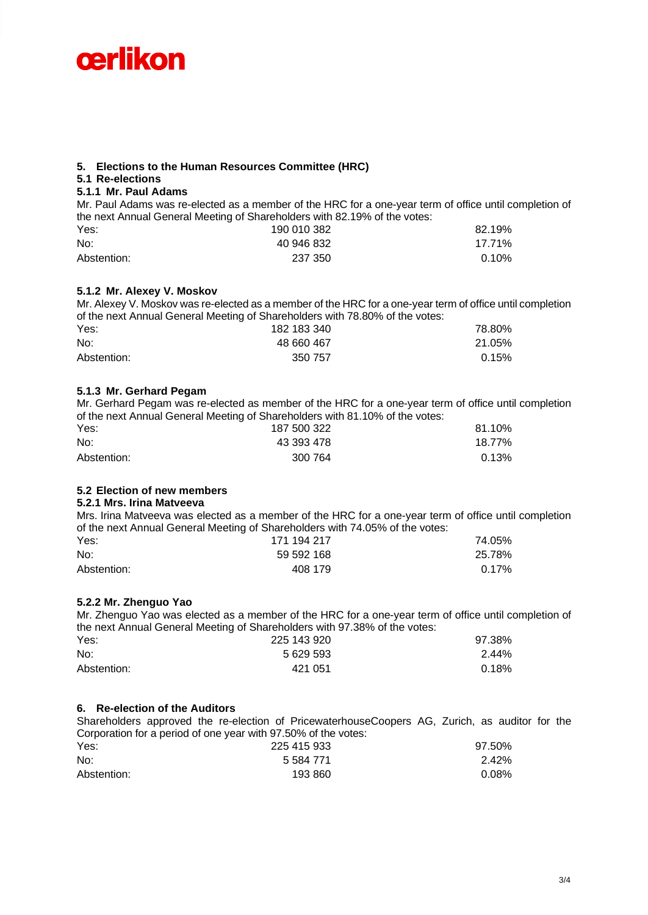## 5. Elections to the Human Resources Committee (HRC)

### 5.1 Re-elections

#### 5.1.1 Mr. Paul Adams

Mr. Paul Adams was re-elected as a member of the HRC for a one-year term of office until completion of the next Annual General Meeting of Shareholders with 82.19% of the votes:

| | | |
|---|---|---|
| Yes: | 190 010 382 | 82.19% |
| No: | 40 946 832 | 17.71% |
| Abstention: | 237 350 | 0.10% |

#### 5.1.2 Mr. Alexey V. Moskov

Mr. Alexey V. Moskov was re-elected as a member of the HRC for a one-year term of office until completion of the next Annual General Meeting of Shareholders with 78.80% of the votes:

| | | |
|---|---|---|
| Yes: | 182 183 340 | 78.80% |
| No: | 48 660 467 | 21.05% |
| Abstention: | 350 757 | 0.15% |

#### 5.1.3 Mr. Gerhard Pegam

Mr. Gerhard Pegam was re-elected as member of the HRC for a one-year term of office until completion of the next Annual General Meeting of Shareholders with 81.10% of the votes:

| | | |
|---|---|---|
| Yes: | 187 500 322 | 81.10% |
| No: | 43 393 478 | 18.77% |
| Abstention: | 300 764 | 0.13% |

### 5.2 Election of new members

#### 5.2.1 Mrs. Irina Matveeva

Mrs. Irina Matveeva was elected as a member of the HRC for a one-year term of office until completion of the next Annual General Meeting of Shareholders with 74.05% of the votes:

| | | |
|---|---|---|
| Yes: | 171 194 217 | 74.05% |
| No: | 59 592 168 | 25.78% |
| Abstention: | 408 179 | 0.17% |

#### 5.2.2 Mr. Zhenguo Yao

Mr. Zhenguo Yao was elected as a member of the HRC for a one-year term of office until completion of the next Annual General Meeting of Shareholders with 97.38% of the votes:

| | | |
|---|---|---|
| Yes: | 225 143 920 | 97.38% |
| No: | 5 629 593 | 2.44% |
| Abstention: | 421 051 | 0.18% |

## 6. Re-election of the Auditors

Shareholders approved the re-election of PricewaterhouseCoopers AG, Zurich, as auditor for the Corporation for a period of one year with 97.50% of the votes:

| | | |
|---|---|---|
| Yes: | 225 415 933 | 97.50% |
| No: | 5 584 771 | 2.42% |
| Abstention: | 193 860 | 0.08% |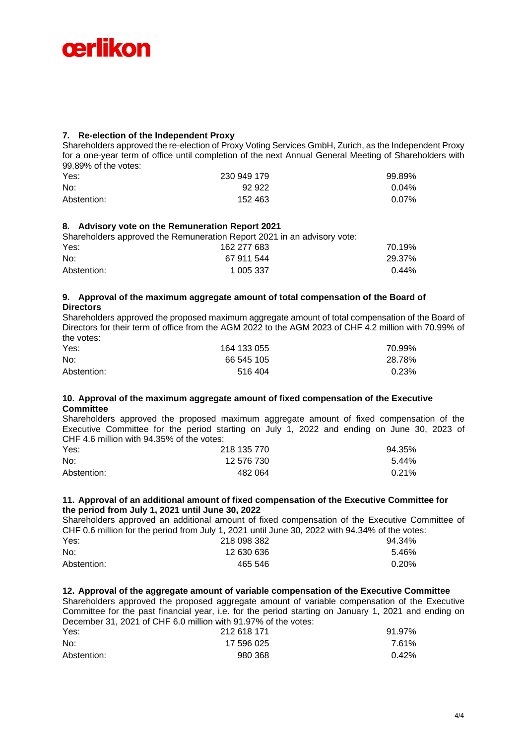### 7. Re-election of the Independent Proxy

Shareholders approved the re-election of Proxy Voting Services GmbH, Zurich, as the Independent Proxy for a one-year term of office until completion of the next Annual General Meeting of Shareholders with 99.89% of the votes:

| | | |
|---|---|---|
| Yes: | 230 949 179 | 99.89% |
| No: | 92 922 | 0.04% |
| Abstention: | 152 463 | 0.07% |

### 8. Advisory vote on the Remuneration Report 2021

Shareholders approved the Remuneration Report 2021 in an advisory vote:

| | | |
|---|---|---|
| Yes: | 162 277 683 | 70.19% |
| No: | 67 911 544 | 29.37% |
| Abstention: | 1 005 337 | 0.44% |

### 9. Approval of the maximum aggregate amount of total compensation of the Board of Directors

Shareholders approved the proposed maximum aggregate amount of total compensation of the Board of Directors for their term of office from the AGM 2022 to the AGM 2023 of CHF 4.2 million with 70.99% of the votes:

| | | |
|---|---|---|
| Yes: | 164 133 055 | 70.99% |
| No: | 66 545 105 | 28.78% |
| Abstention: | 516 404 | 0.23% |

### 10. Approval of the maximum aggregate amount of fixed compensation of the Executive Committee

Shareholders approved the proposed maximum aggregate amount of fixed compensation of the Executive Committee for the period starting on July 1, 2022 and ending on June 30, 2023 of CHF 4.6 million with 94.35% of the votes:

| | | |
|---|---|---|
| Yes: | 218 135 770 | 94.35% |
| No: | 12 576 730 | 5.44% |
| Abstention: | 482 064 | 0.21% |

### 11. Approval of an additional amount of fixed compensation of the Executive Committee for the period from July 1, 2021 until June 30, 2022

Shareholders approved an additional amount of fixed compensation of the Executive Committee of CHF 0.6 million for the period from July 1, 2021 until June 30, 2022 with 94.34% of the votes:

| | | |
|---|---|---|
| Yes: | 218 098 382 | 94.34% |
| No: | 12 630 636 | 5.46% |
| Abstention: | 465 546 | 0.20% |

### 12. Approval of the aggregate amount of variable compensation of the Executive Committee

Shareholders approved the proposed aggregate amount of variable compensation of the Executive Committee for the past financial year, i.e. for the period starting on January 1, 2021 and ending on December 31, 2021 of CHF 6.0 million with 91.97% of the votes:

| | | |
|---|---|---|
| Yes: | 212 618 171 | 91.97% |
| No: | 17 596 025 | 7.61% |
| Abstention: | 980 368 | 0.42% |